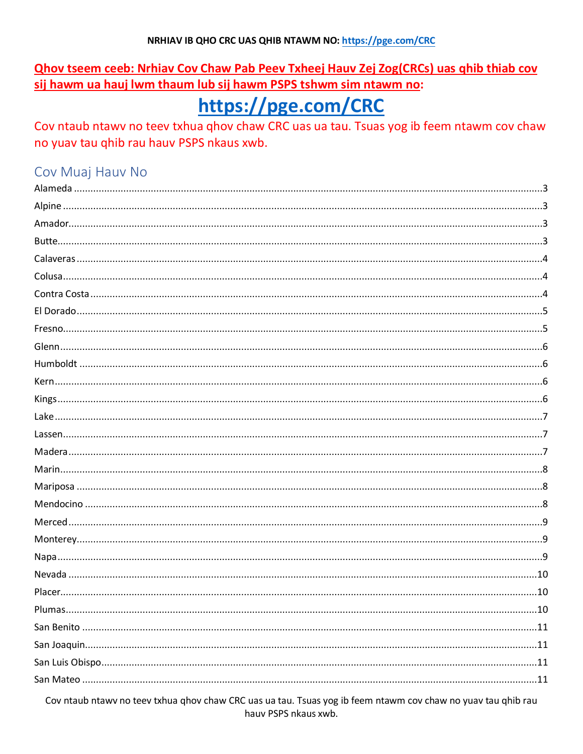**NRHIAV IB QHO CRC UAS QHIB NTAWM NO: https://pge.com/CRC**

**Qhov tseem ceeb: Nrhiav Cov Chaw Pab Peev Txheej Hauv Zej Zog(CRCs) uas qhib thiab cov sij hawm ua hauj lwm thaum lub sij hawm PSPS tshwm sim ntawm no:**

# https://pge.com/CRC

Cov ntaub ntawv no teev txhua qhov chaw CRC uas ua tau. Tsuas yog ib feem ntawm cov chaw no yuav tau qhib rau hauv PSPS nkaus xwb.

## Cov Muaj Hauv No

- Alameda ....... 3
- Alpine ....... 3
- Amador ....... 3
- Butte ....... 3
- Calaveras ....... 4
- Colusa ....... 4
- Contra Costa ....... 4
- El Dorado ....... 5
- Fresno ....... 5
- Glenn ....... 6
- Humboldt ....... 6
- Kern ....... 6
- Kings ....... 6
- Lake ....... 7
- Lassen ....... 7
- Madera ....... 7
- Marin ....... 8
- Mariposa ....... 8
- Mendocino ....... 8
- Merced ....... 9
- Monterey ....... 9
- Napa ....... 9
- Nevada ....... 10
- Placer ....... 10
- Plumas ....... 10
- San Benito ....... 11
- San Joaquin ....... 11
- San Luis Obispo ....... 11
- San Mateo ....... 11

Cov ntaub ntawv no teev txhua qhov chaw CRC uas ua tau. Tsuas yog ib feem ntawm cov chaw no yuav tau qhib rau hauv PSPS nkaus xwb.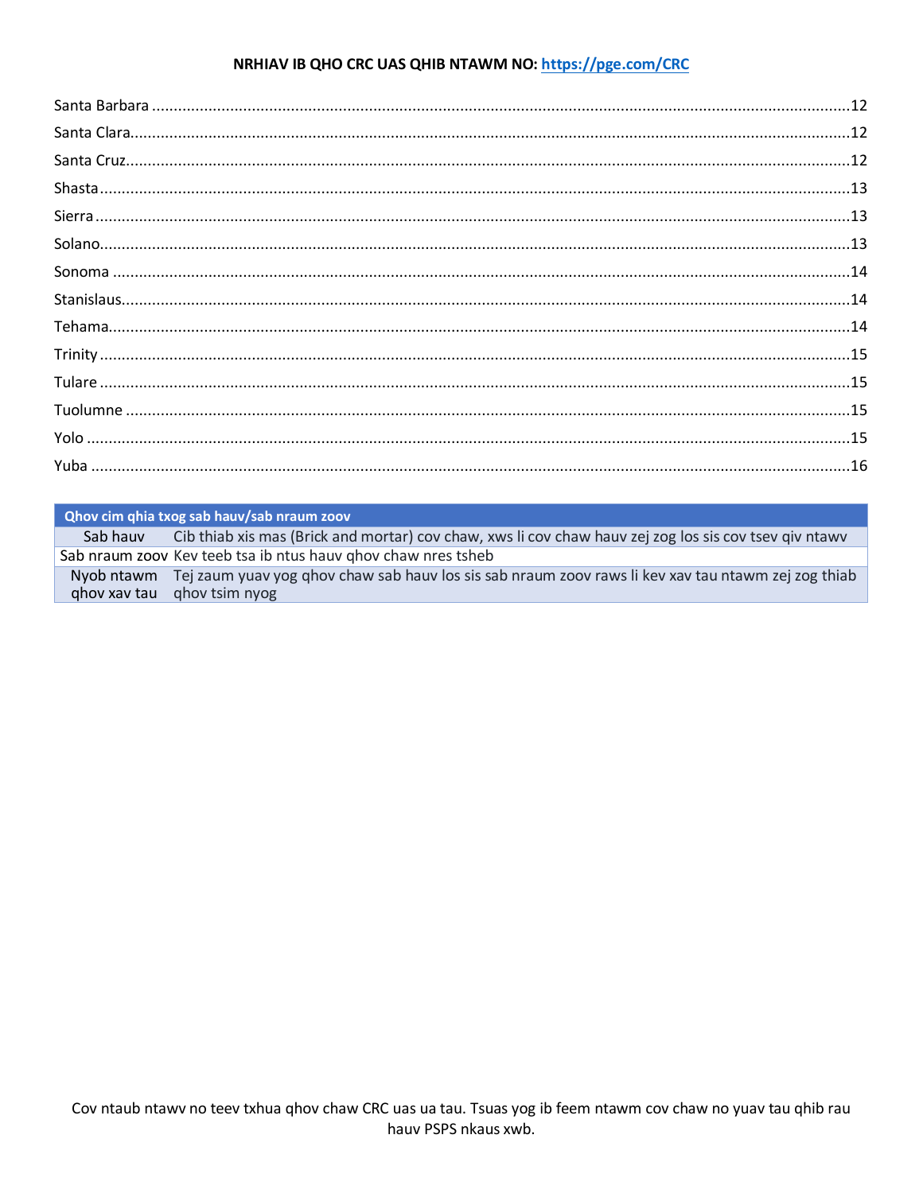**NRHIAV IB QHO CRC UAS QHIB NTAWM NO: https://pge.com/CRC**

Santa Barbara ........................................................................................................12
Santa Clara............................................................................................................12
Santa Cruz.............................................................................................................12
Shasta ...................................................................................................................13
Sierra ....................................................................................................................13
Solano....................................................................................................................13
Sonoma .................................................................................................................14
Stanislaus..............................................................................................................14
Tehama..................................................................................................................14
Trinity ...................................................................................................................15
Tulare ...................................................................................................................15
Tuolumne .............................................................................................................15
Yolo ......................................................................................................................15
Yuba ......................................................................................................................16

| Qhov cim qhia txog sab hauv/sab nraum zoov | |
|---|---|
| Sab hauv | Cib thiab xis mas (Brick and mortar) cov chaw, xws li cov chaw hauv zej zog los sis cov tsev qiv ntawv |
| Sab nraum zoov | Kev teeb tsa ib ntus hauv qhov chaw nres tsheb |
| Nyob ntawm qhov xav tau | Tej zaum yuav yog qhov chaw sab hauv los sis sab nraum zoov raws li kev xav tau ntawm zej zog thiab qhov tsim nyog |

Cov ntaub ntawv no teev txhua qhov chaw CRC uas ua tau. Tsuas yog ib feem ntawm cov chaw no yuav tau qhib rau hauv PSPS nkaus xwb.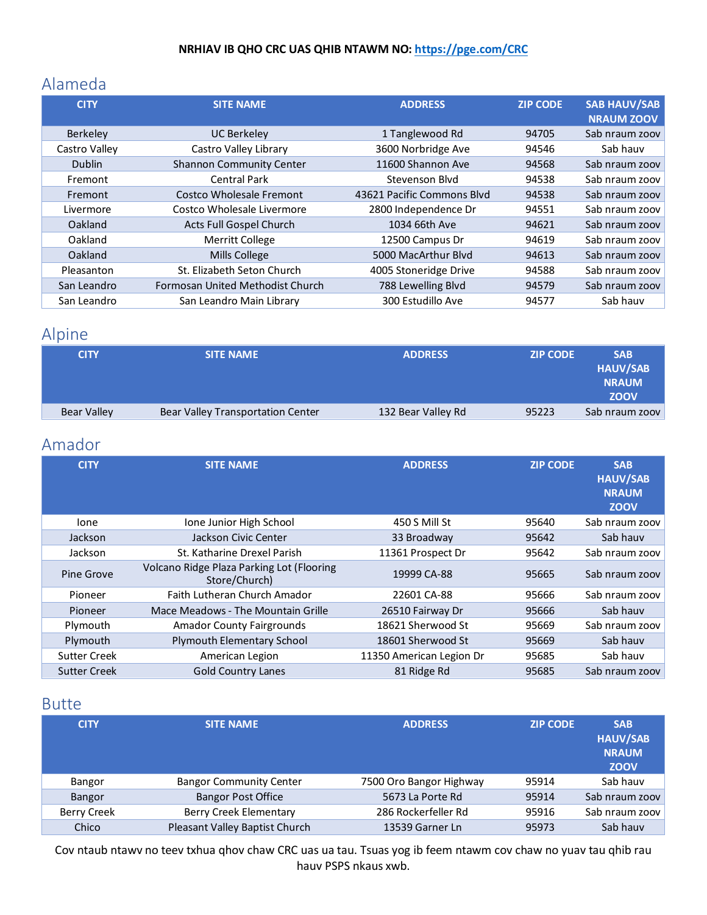**NRHIAV IB QHO CRC UAS QHIB NTAWM NO: https://pge.com/CRC**

## Alameda

| CITY | SITE NAME | ADDRESS | ZIP CODE | SAB HAUV/SAB NRAUM ZOOV |
|---|---|---|---|---|
| Berkeley | UC Berkeley | 1 Tanglewood Rd | 94705 | Sab nraum zoov |
| Castro Valley | Castro Valley Library | 3600 Norbridge Ave | 94546 | Sab hauv |
| Dublin | Shannon Community Center | 11600 Shannon Ave | 94568 | Sab nraum zoov |
| Fremont | Central Park | Stevenson Blvd | 94538 | Sab nraum zoov |
| Fremont | Costco Wholesale Fremont | 43621 Pacific Commons Blvd | 94538 | Sab nraum zoov |
| Livermore | Costco Wholesale Livermore | 2800 Independence Dr | 94551 | Sab nraum zoov |
| Oakland | Acts Full Gospel Church | 1034 66th Ave | 94621 | Sab nraum zoov |
| Oakland | Merritt College | 12500 Campus Dr | 94619 | Sab nraum zoov |
| Oakland | Mills College | 5000 MacArthur Blvd | 94613 | Sab nraum zoov |
| Pleasanton | St. Elizabeth Seton Church | 4005 Stoneridge Drive | 94588 | Sab nraum zoov |
| San Leandro | Formosan United Methodist Church | 788 Lewelling Blvd | 94579 | Sab nraum zoov |
| San Leandro | San Leandro Main Library | 300 Estudillo Ave | 94577 | Sab hauv |

## Alpine

| CITY | SITE NAME | ADDRESS | ZIP CODE | SAB HAUV/SAB NRAUM ZOOV |
|---|---|---|---|---|
| Bear Valley | Bear Valley Transportation Center | 132 Bear Valley Rd | 95223 | Sab nraum zoov |

## Amador

| CITY | SITE NAME | ADDRESS | ZIP CODE | SAB HAUV/SAB NRAUM ZOOV |
|---|---|---|---|---|
| Ione | Ione Junior High School | 450 S Mill St | 95640 | Sab nraum zoov |
| Jackson | Jackson Civic Center | 33 Broadway | 95642 | Sab hauv |
| Jackson | St. Katharine Drexel Parish | 11361 Prospect Dr | 95642 | Sab nraum zoov |
| Pine Grove | Volcano Ridge Plaza Parking Lot (Flooring Store/Church) | 19999 CA-88 | 95665 | Sab nraum zoov |
| Pioneer | Faith Lutheran Church Amador | 22601 CA-88 | 95666 | Sab nraum zoov |
| Pioneer | Mace Meadows - The Mountain Grille | 26510 Fairway Dr | 95666 | Sab hauv |
| Plymouth | Amador County Fairgrounds | 18621 Sherwood St | 95669 | Sab nraum zoov |
| Plymouth | Plymouth Elementary School | 18601 Sherwood St | 95669 | Sab hauv |
| Sutter Creek | American Legion | 11350 American Legion Dr | 95685 | Sab hauv |
| Sutter Creek | Gold Country Lanes | 81 Ridge Rd | 95685 | Sab nraum zoov |

## Butte

| CITY | SITE NAME | ADDRESS | ZIP CODE | SAB HAUV/SAB NRAUM ZOOV |
|---|---|---|---|---|
| Bangor | Bangor Community Center | 7500 Oro Bangor Highway | 95914 | Sab hauv |
| Bangor | Bangor Post Office | 5673 La Porte Rd | 95914 | Sab nraum zoov |
| Berry Creek | Berry Creek Elementary | 286 Rockerfeller Rd | 95916 | Sab nraum zoov |
| Chico | Pleasant Valley Baptist Church | 13539 Garner Ln | 95973 | Sab hauv |

Cov ntaub ntawv no teev txhua qhov chaw CRC uas ua tau. Tsuas yog ib feem ntawm cov chaw no yuav tau qhib rau hauv PSPS nkaus xwb.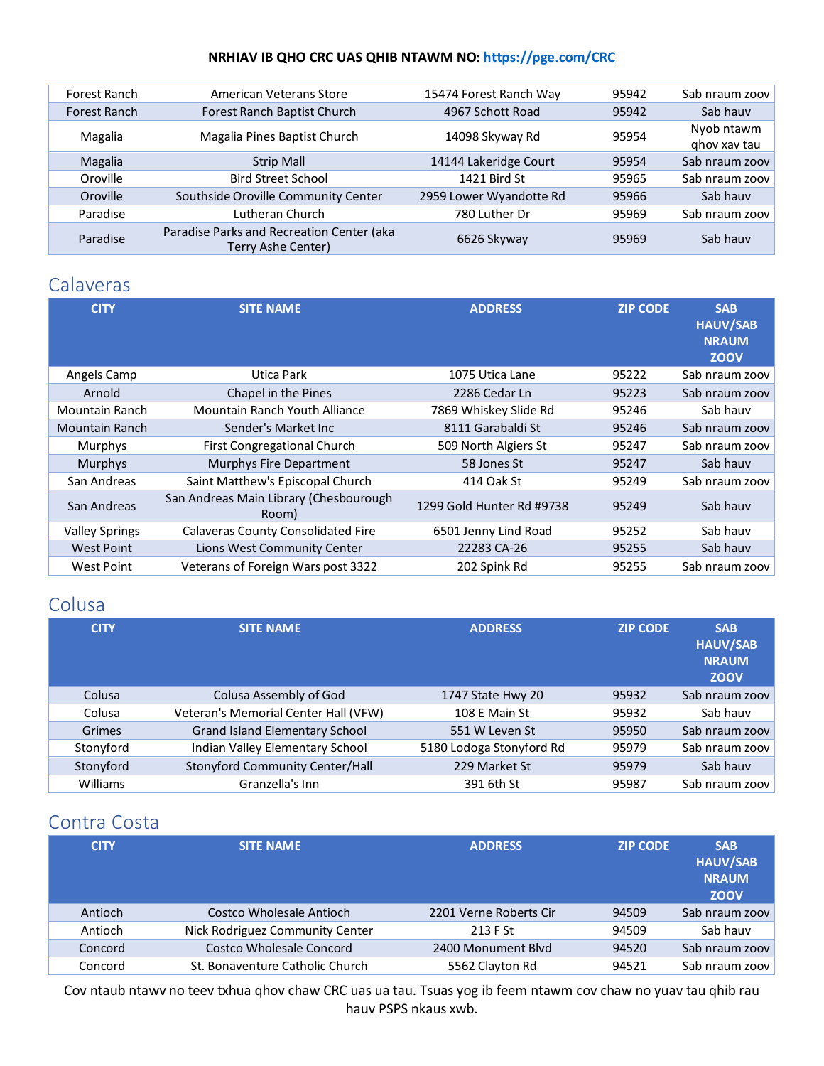**NRHIAV IB QHO CRC UAS QHIB NTAWM NO: https://pge.com/CRC**

| | | | | |
|---|---|---|---|---|
| Forest Ranch | American Veterans Store | 15474 Forest Ranch Way | 95942 | Sab nraum zoov |
| Forest Ranch | Forest Ranch Baptist Church | 4967 Schott Road | 95942 | Sab hauv |
| Magalia | Magalia Pines Baptist Church | 14098 Skyway Rd | 95954 | Nyob ntawm qhov xav tau |
| Magalia | Strip Mall | 14144 Lakeridge Court | 95954 | Sab nraum zoov |
| Oroville | Bird Street School | 1421 Bird St | 95965 | Sab nraum zoov |
| Oroville | Southside Oroville Community Center | 2959 Lower Wyandotte Rd | 95966 | Sab hauv |
| Paradise | Lutheran Church | 780 Luther Dr | 95969 | Sab nraum zoov |
| Paradise | Paradise Parks and Recreation Center (aka Terry Ashe Center) | 6626 Skyway | 95969 | Sab hauv |

## Calaveras

| CITY | SITE NAME | ADDRESS | ZIP CODE | SAB HAUV/SAB NRAUM ZOOV |
|---|---|---|---|---|
| Angels Camp | Utica Park | 1075 Utica Lane | 95222 | Sab nraum zoov |
| Arnold | Chapel in the Pines | 2286 Cedar Ln | 95223 | Sab nraum zoov |
| Mountain Ranch | Mountain Ranch Youth Alliance | 7869 Whiskey Slide Rd | 95246 | Sab hauv |
| Mountain Ranch | Sender's Market Inc | 8111 Garabaldi St | 95246 | Sab nraum zoov |
| Murphys | First Congregational Church | 509 North Algiers St | 95247 | Sab nraum zoov |
| Murphys | Murphys Fire Department | 58 Jones St | 95247 | Sab hauv |
| San Andreas | Saint Matthew's Episcopal Church | 414 Oak St | 95249 | Sab nraum zoov |
| San Andreas | San Andreas Main Library (Chesbourough Room) | 1299 Gold Hunter Rd #9738 | 95249 | Sab hauv |
| Valley Springs | Calaveras County Consolidated Fire | 6501 Jenny Lind Road | 95252 | Sab hauv |
| West Point | Lions West Community Center | 22283 CA-26 | 95255 | Sab hauv |
| West Point | Veterans of Foreign Wars post 3322 | 202 Spink Rd | 95255 | Sab nraum zoov |

## Colusa

| CITY | SITE NAME | ADDRESS | ZIP CODE | SAB HAUV/SAB NRAUM ZOOV |
|---|---|---|---|---|
| Colusa | Colusa Assembly of God | 1747 State Hwy 20 | 95932 | Sab nraum zoov |
| Colusa | Veteran's Memorial Center Hall (VFW) | 108 E Main St | 95932 | Sab hauv |
| Grimes | Grand Island Elementary School | 551 W Leven St | 95950 | Sab nraum zoov |
| Stonyford | Indian Valley Elementary School | 5180 Lodoga Stonyford Rd | 95979 | Sab nraum zoov |
| Stonyford | Stonyford Community Center/Hall | 229 Market St | 95979 | Sab hauv |
| Williams | Granzella's Inn | 391 6th St | 95987 | Sab nraum zoov |

## Contra Costa

| CITY | SITE NAME | ADDRESS | ZIP CODE | SAB HAUV/SAB NRAUM ZOOV |
|---|---|---|---|---|
| Antioch | Costco Wholesale Antioch | 2201 Verne Roberts Cir | 94509 | Sab nraum zoov |
| Antioch | Nick Rodriguez Community Center | 213 F St | 94509 | Sab hauv |
| Concord | Costco Wholesale Concord | 2400 Monument Blvd | 94520 | Sab nraum zoov |
| Concord | St. Bonaventure Catholic Church | 5562 Clayton Rd | 94521 | Sab nraum zoov |

Cov ntaub ntawv no teev txhua qhov chaw CRC uas ua tau. Tsuas yog ib feem ntawm cov chaw no yuav tau qhib rau hauv PSPS nkaus xwb.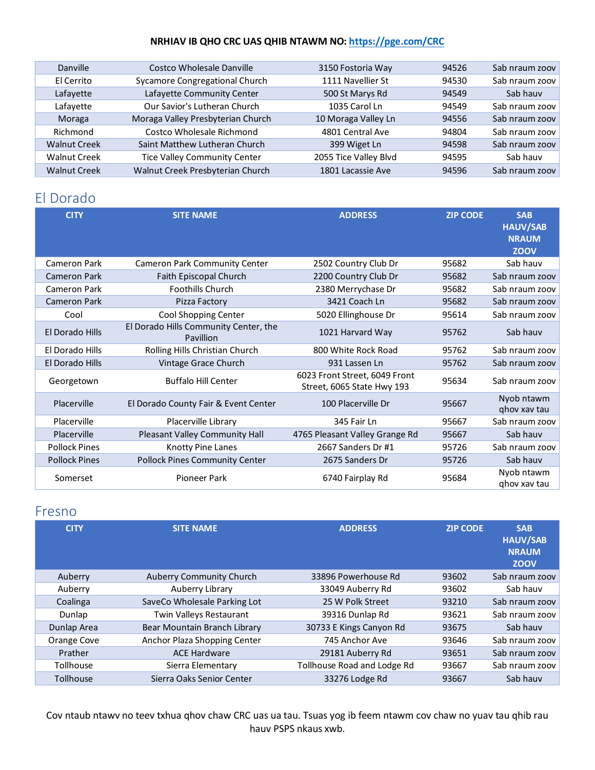**NRHIAV IB QHO CRC UAS QHIB NTAWM NO: https://pge.com/CRC**

| | | | | |
|---|---|---|---|---|
| Danville | Costco Wholesale Danville | 3150 Fostoria Way | 94526 | Sab nraum zoov |
| El Cerrito | Sycamore Congregational Church | 1111 Navellier St | 94530 | Sab nraum zoov |
| Lafayette | Lafayette Community Center | 500 St Marys Rd | 94549 | Sab hauv |
| Lafayette | Our Savior's Lutheran Church | 1035 Carol Ln | 94549 | Sab nraum zoov |
| Moraga | Moraga Valley Presbyterian Church | 10 Moraga Valley Ln | 94556 | Sab nraum zoov |
| Richmond | Costco Wholesale Richmond | 4801 Central Ave | 94804 | Sab nraum zoov |
| Walnut Creek | Saint Matthew Lutheran Church | 399 Wiget Ln | 94598 | Sab nraum zoov |
| Walnut Creek | Tice Valley Community Center | 2055 Tice Valley Blvd | 94595 | Sab hauv |
| Walnut Creek | Walnut Creek Presbyterian Church | 1801 Lacassie Ave | 94596 | Sab nraum zoov |

## El Dorado

| CITY | SITE NAME | ADDRESS | ZIP CODE | SAB HAUV/SAB NRAUM ZOOV |
|---|---|---|---|---|
| Cameron Park | Cameron Park Community Center | 2502 Country Club Dr | 95682 | Sab hauv |
| Cameron Park | Faith Episcopal Church | 2200 Country Club Dr | 95682 | Sab nraum zoov |
| Cameron Park | Foothills Church | 2380 Merrychase Dr | 95682 | Sab nraum zoov |
| Cameron Park | Pizza Factory | 3421 Coach Ln | 95682 | Sab nraum zoov |
| Cool | Cool Shopping Center | 5020 Ellinghouse Dr | 95614 | Sab nraum zoov |
| El Dorado Hills | El Dorado Hills Community Center, the Pavillion | 1021 Harvard Way | 95762 | Sab hauv |
| El Dorado Hills | Rolling Hills Christian Church | 800 White Rock Road | 95762 | Sab nraum zoov |
| El Dorado Hills | Vintage Grace Church | 931 Lassen Ln | 95762 | Sab nraum zoov |
| Georgetown | Buffalo Hill Center | 6023 Front Street, 6049 Front Street, 6065 State Hwy 193 | 95634 | Sab nraum zoov |
| Placerville | El Dorado County Fair & Event Center | 100 Placerville Dr | 95667 | Nyob ntawm qhov xav tau |
| Placerville | Placerville Library | 345 Fair Ln | 95667 | Sab nraum zoov |
| Placerville | Pleasant Valley Community Hall | 4765 Pleasant Valley Grange Rd | 95667 | Sab hauv |
| Pollock Pines | Knotty Pine Lanes | 2667 Sanders Dr #1 | 95726 | Sab nraum zoov |
| Pollock Pines | Pollock Pines Community Center | 2675 Sanders Dr | 95726 | Sab hauv |
| Somerset | Pioneer Park | 6740 Fairplay Rd | 95684 | Nyob ntawm qhov xav tau |

## Fresno

| CITY | SITE NAME | ADDRESS | ZIP CODE | SAB HAUV/SAB NRAUM ZOOV |
|---|---|---|---|---|
| Auberry | Auberry Community Church | 33896 Powerhouse Rd | 93602 | Sab nraum zoov |
| Auberry | Auberry Library | 33049 Auberry Rd | 93602 | Sab hauv |
| Coalinga | SaveCo Wholesale Parking Lot | 25 W Polk Street | 93210 | Sab nraum zoov |
| Dunlap | Twin Valleys Restaurant | 39316 Dunlap Rd | 93621 | Sab nraum zoov |
| Dunlap Area | Bear Mountain Branch Library | 30733 E Kings Canyon Rd | 93675 | Sab hauv |
| Orange Cove | Anchor Plaza Shopping Center | 745 Anchor Ave | 93646 | Sab nraum zoov |
| Prather | ACE Hardware | 29181 Auberry Rd | 93651 | Sab nraum zoov |
| Tollhouse | Sierra Elementary | Tollhouse Road and Lodge Rd | 93667 | Sab nraum zoov |
| Tollhouse | Sierra Oaks Senior Center | 33276 Lodge Rd | 93667 | Sab hauv |

Cov ntaub ntawv no teev txhua qhov chaw CRC uas ua tau. Tsuas yog ib feem ntawm cov chaw no yuav tau qhib rau hauv PSPS nkaus xwb.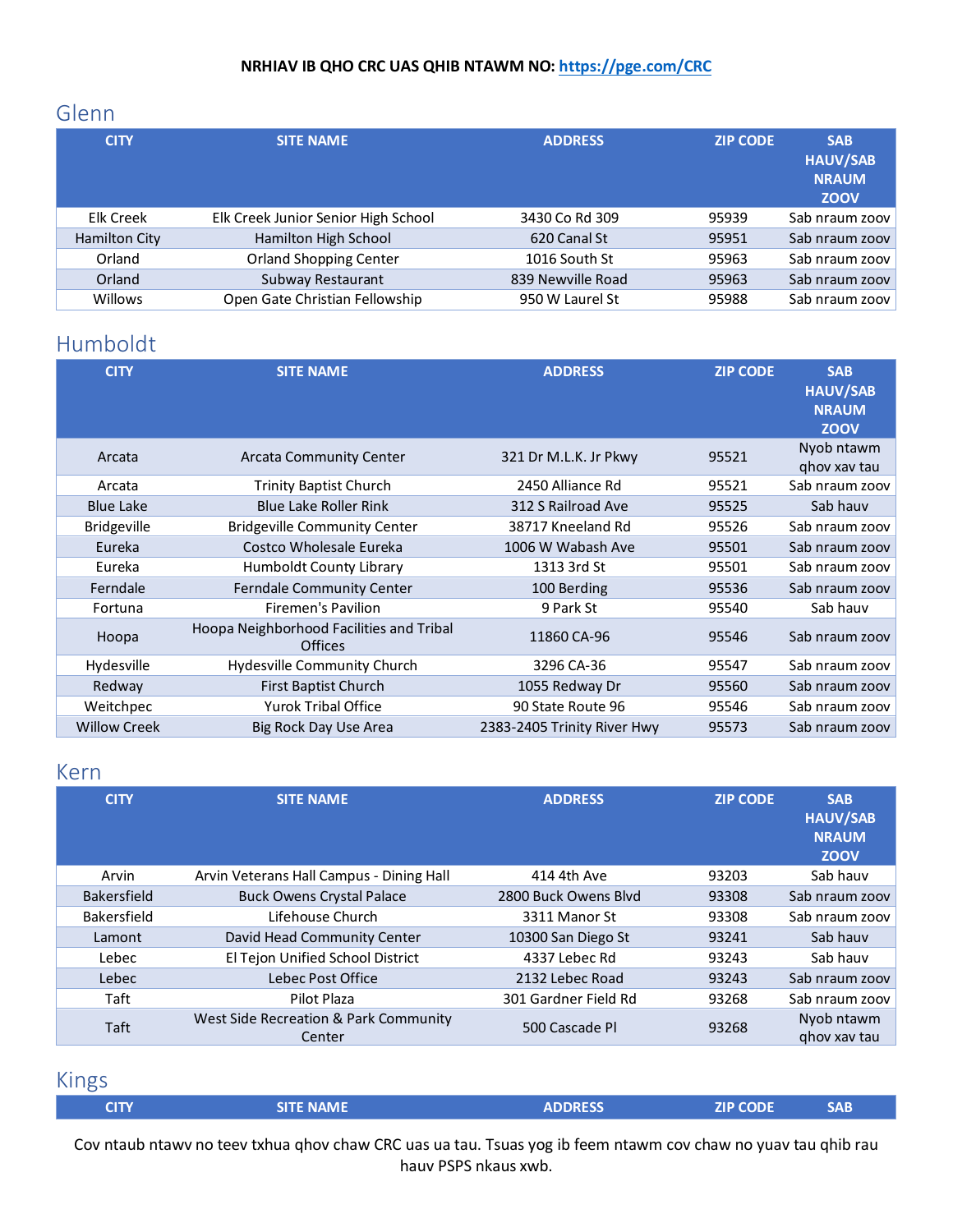**NRHIAV IB QHO CRC UAS QHIB NTAWM NO: https://pge.com/CRC**

## Glenn

| CITY | SITE NAME | ADDRESS | ZIP CODE | SAB HAUV/SAB NRAUM ZOOV |
|---|---|---|---|---|
| Elk Creek | Elk Creek Junior Senior High School | 3430 Co Rd 309 | 95939 | Sab nraum zoov |
| Hamilton City | Hamilton High School | 620 Canal St | 95951 | Sab nraum zoov |
| Orland | Orland Shopping Center | 1016 South St | 95963 | Sab nraum zoov |
| Orland | Subway Restaurant | 839 Newville Road | 95963 | Sab nraum zoov |
| Willows | Open Gate Christian Fellowship | 950 W Laurel St | 95988 | Sab nraum zoov |

## Humboldt

| CITY | SITE NAME | ADDRESS | ZIP CODE | SAB HAUV/SAB NRAUM ZOOV |
|---|---|---|---|---|
| Arcata | Arcata Community Center | 321 Dr M.L.K. Jr Pkwy | 95521 | Nyob ntawm qhov xav tau |
| Arcata | Trinity Baptist Church | 2450 Alliance Rd | 95521 | Sab nraum zoov |
| Blue Lake | Blue Lake Roller Rink | 312 S Railroad Ave | 95525 | Sab hauv |
| Bridgeville | Bridgeville Community Center | 38717 Kneeland Rd | 95526 | Sab nraum zoov |
| Eureka | Costco Wholesale Eureka | 1006 W Wabash Ave | 95501 | Sab nraum zoov |
| Eureka | Humboldt County Library | 1313 3rd St | 95501 | Sab nraum zoov |
| Ferndale | Ferndale Community Center | 100 Berding | 95536 | Sab nraum zoov |
| Fortuna | Firemen's Pavilion | 9 Park St | 95540 | Sab hauv |
| Hoopa | Hoopa Neighborhood Facilities and Tribal Offices | 11860 CA-96 | 95546 | Sab nraum zoov |
| Hydesville | Hydesville Community Church | 3296 CA-36 | 95547 | Sab nraum zoov |
| Redway | First Baptist Church | 1055 Redway Dr | 95560 | Sab nraum zoov |
| Weitchpec | Yurok Tribal Office | 90 State Route 96 | 95546 | Sab nraum zoov |
| Willow Creek | Big Rock Day Use Area | 2383-2405 Trinity River Hwy | 95573 | Sab nraum zoov |

## Kern

| CITY | SITE NAME | ADDRESS | ZIP CODE | SAB HAUV/SAB NRAUM ZOOV |
|---|---|---|---|---|
| Arvin | Arvin Veterans Hall Campus - Dining Hall | 414 4th Ave | 93203 | Sab hauv |
| Bakersfield | Buck Owens Crystal Palace | 2800 Buck Owens Blvd | 93308 | Sab nraum zoov |
| Bakersfield | Lifehouse Church | 3311 Manor St | 93308 | Sab nraum zoov |
| Lamont | David Head Community Center | 10300 San Diego St | 93241 | Sab hauv |
| Lebec | El Tejon Unified School District | 4337 Lebec Rd | 93243 | Sab hauv |
| Lebec | Lebec Post Office | 2132 Lebec Road | 93243 | Sab nraum zoov |
| Taft | Pilot Plaza | 301 Gardner Field Rd | 93268 | Sab nraum zoov |
| Taft | West Side Recreation & Park Community Center | 500 Cascade Pl | 93268 | Nyob ntawm qhov xav tau |

## Kings

| CITY | SITE NAME | ADDRESS | ZIP CODE | SAB |
|---|---|---|---|---|

Cov ntaub ntawv no teev txhua qhov chaw CRC uas ua tau. Tsuas yog ib feem ntawm cov chaw no yuav tau qhib rau hauv PSPS nkaus xwb.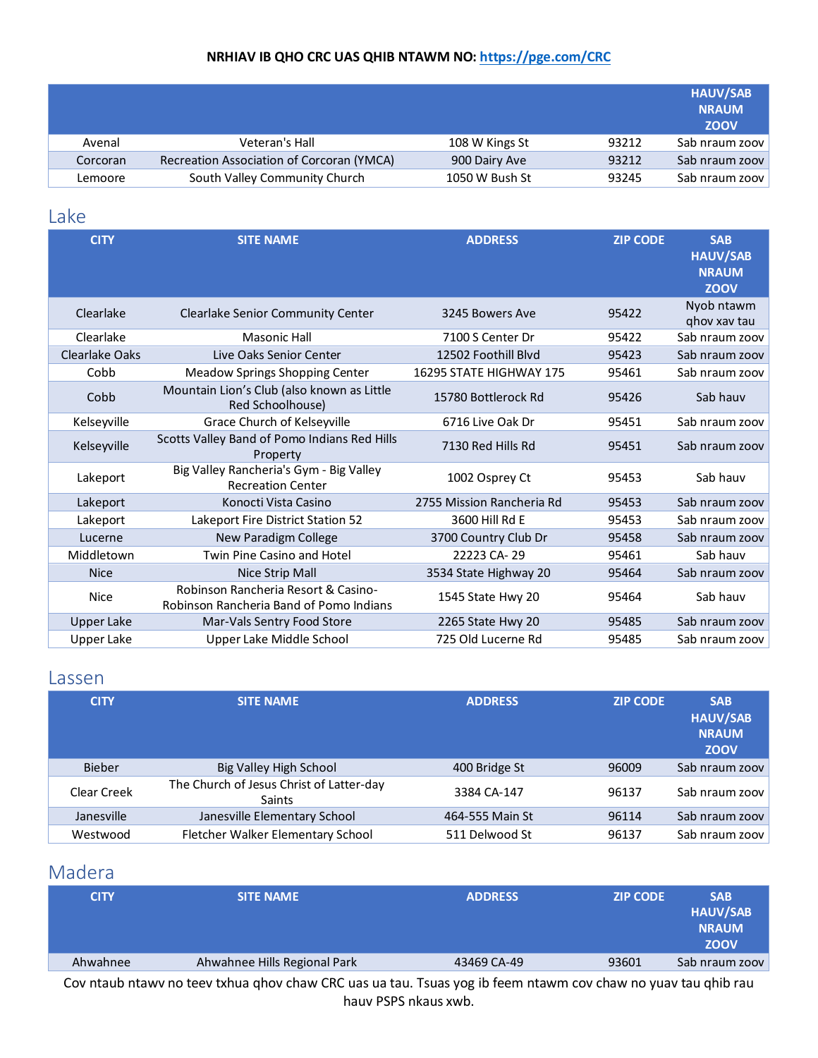**NRHIAV IB QHO CRC UAS QHIB NTAWM NO: https://pge.com/CRC**

| | | | | HAUV/SAB NRAUM ZOOV |
|---|---|---|---|---|
| Avenal | Veteran's Hall | 108 W Kings St | 93212 | Sab nraum zoov |
| Corcoran | Recreation Association of Corcoran (YMCA) | 900 Dairy Ave | 93212 | Sab nraum zoov |
| Lemoore | South Valley Community Church | 1050 W Bush St | 93245 | Sab nraum zoov |

## Lake

| CITY | SITE NAME | ADDRESS | ZIP CODE | SAB HAUV/SAB NRAUM ZOOV |
|---|---|---|---|---|
| Clearlake | Clearlake Senior Community Center | 3245 Bowers Ave | 95422 | Nyob ntawm qhov xav tau |
| Clearlake | Masonic Hall | 7100 S Center Dr | 95422 | Sab nraum zoov |
| Clearlake Oaks | Live Oaks Senior Center | 12502 Foothill Blvd | 95423 | Sab nraum zoov |
| Cobb | Meadow Springs Shopping Center | 16295 STATE HIGHWAY 175 | 95461 | Sab nraum zoov |
| Cobb | Mountain Lion's Club (also known as Little Red Schoolhouse) | 15780 Bottlerock Rd | 95426 | Sab hauv |
| Kelseyville | Grace Church of Kelseyville | 6716 Live Oak Dr | 95451 | Sab nraum zoov |
| Kelseyville | Scotts Valley Band of Pomo Indians Red Hills Property | 7130 Red Hills Rd | 95451 | Sab nraum zoov |
| Lakeport | Big Valley Rancheria's Gym - Big Valley Recreation Center | 1002 Osprey Ct | 95453 | Sab hauv |
| Lakeport | Konocti Vista Casino | 2755 Mission Rancheria Rd | 95453 | Sab nraum zoov |
| Lakeport | Lakeport Fire District Station 52 | 3600 Hill Rd E | 95453 | Sab nraum zoov |
| Lucerne | New Paradigm College | 3700 Country Club Dr | 95458 | Sab nraum zoov |
| Middletown | Twin Pine Casino and Hotel | 22223 CA- 29 | 95461 | Sab hauv |
| Nice | Nice Strip Mall | 3534 State Highway 20 | 95464 | Sab nraum zoov |
| Nice | Robinson Rancheria Resort & Casino-Robinson Rancheria Band of Pomo Indians | 1545 State Hwy 20 | 95464 | Sab hauv |
| Upper Lake | Mar-Vals Sentry Food Store | 2265 State Hwy 20 | 95485 | Sab nraum zoov |
| Upper Lake | Upper Lake Middle School | 725 Old Lucerne Rd | 95485 | Sab nraum zoov |

## Lassen

| CITY | SITE NAME | ADDRESS | ZIP CODE | SAB HAUV/SAB NRAUM ZOOV |
|---|---|---|---|---|
| Bieber | Big Valley High School | 400 Bridge St | 96009 | Sab nraum zoov |
| Clear Creek | The Church of Jesus Christ of Latter-day Saints | 3384 CA-147 | 96137 | Sab nraum zoov |
| Janesville | Janesville Elementary School | 464-555 Main St | 96114 | Sab nraum zoov |
| Westwood | Fletcher Walker Elementary School | 511 Delwood St | 96137 | Sab nraum zoov |

## Madera

| CITY | SITE NAME | ADDRESS | ZIP CODE | SAB HAUV/SAB NRAUM ZOOV |
|---|---|---|---|---|
| Ahwahnee | Ahwahnee Hills Regional Park | 43469 CA-49 | 93601 | Sab nraum zoov |

Cov ntaub ntawv no teev txhua qhov chaw CRC uas ua tau. Tsuas yog ib feem ntawm cov chaw no yuav tau qhib rau hauv PSPS nkaus xwb.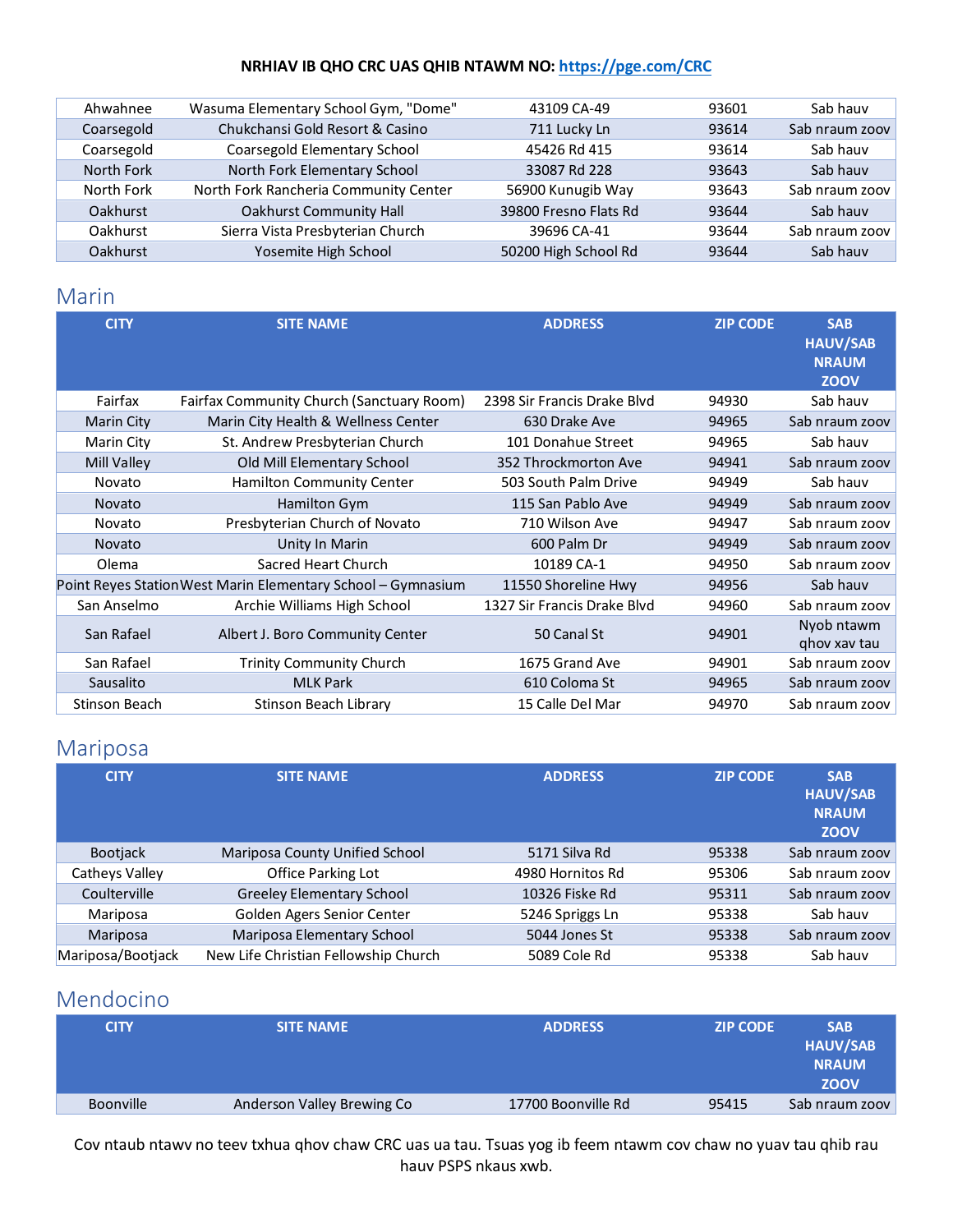**NRHIAV IB QHO CRC UAS QHIB NTAWM NO: https://pge.com/CRC**

| | | | | |
|---|---|---|---|---|
| Ahwahnee | Wasuma Elementary School Gym, "Dome" | 43109 CA-49 | 93601 | Sab hauv |
| Coarsegold | Chukchansi Gold Resort & Casino | 711 Lucky Ln | 93614 | Sab nraum zoov |
| Coarsegold | Coarsegold Elementary School | 45426 Rd 415 | 93614 | Sab hauv |
| North Fork | North Fork Elementary School | 33087 Rd 228 | 93643 | Sab hauv |
| North Fork | North Fork Rancheria Community Center | 56900 Kunugib Way | 93643 | Sab nraum zoov |
| Oakhurst | Oakhurst Community Hall | 39800 Fresno Flats Rd | 93644 | Sab hauv |
| Oakhurst | Sierra Vista Presbyterian Church | 39696 CA-41 | 93644 | Sab nraum zoov |
| Oakhurst | Yosemite High School | 50200 High School Rd | 93644 | Sab hauv |

## Marin

| CITY | SITE NAME | ADDRESS | ZIP CODE | SAB HAUV/SAB NRAUM ZOOV |
|---|---|---|---|---|
| Fairfax | Fairfax Community Church (Sanctuary Room) | 2398 Sir Francis Drake Blvd | 94930 | Sab hauv |
| Marin City | Marin City Health & Wellness Center | 630 Drake Ave | 94965 | Sab nraum zoov |
| Marin City | St. Andrew Presbyterian Church | 101 Donahue Street | 94965 | Sab hauv |
| Mill Valley | Old Mill Elementary School | 352 Throckmorton Ave | 94941 | Sab nraum zoov |
| Novato | Hamilton Community Center | 503 South Palm Drive | 94949 | Sab hauv |
| Novato | Hamilton Gym | 115 San Pablo Ave | 94949 | Sab nraum zoov |
| Novato | Presbyterian Church of Novato | 710 Wilson Ave | 94947 | Sab nraum zoov |
| Novato | Unity In Marin | 600 Palm Dr | 94949 | Sab nraum zoov |
| Olema | Sacred Heart Church | 10189 CA-1 | 94950 | Sab nraum zoov |
| Point Reyes Station | West Marin Elementary School – Gymnasium | 11550 Shoreline Hwy | 94956 | Sab hauv |
| San Anselmo | Archie Williams High School | 1327 Sir Francis Drake Blvd | 94960 | Sab nraum zoov |
| San Rafael | Albert J. Boro Community Center | 50 Canal St | 94901 | Nyob ntawm qhov xav tau |
| San Rafael | Trinity Community Church | 1675 Grand Ave | 94901 | Sab nraum zoov |
| Sausalito | MLK Park | 610 Coloma St | 94965 | Sab nraum zoov |
| Stinson Beach | Stinson Beach Library | 15 Calle Del Mar | 94970 | Sab nraum zoov |

## Mariposa

| CITY | SITE NAME | ADDRESS | ZIP CODE | SAB HAUV/SAB NRAUM ZOOV |
|---|---|---|---|---|
| Bootjack | Mariposa County Unified School | 5171 Silva Rd | 95338 | Sab nraum zoov |
| Catheys Valley | Office Parking Lot | 4980 Hornitos Rd | 95306 | Sab nraum zoov |
| Coulterville | Greeley Elementary School | 10326 Fiske Rd | 95311 | Sab nraum zoov |
| Mariposa | Golden Agers Senior Center | 5246 Spriggs Ln | 95338 | Sab hauv |
| Mariposa | Mariposa Elementary School | 5044 Jones St | 95338 | Sab nraum zoov |
| Mariposa/Bootjack | New Life Christian Fellowship Church | 5089 Cole Rd | 95338 | Sab hauv |

## Mendocino

| CITY | SITE NAME | ADDRESS | ZIP CODE | SAB HAUV/SAB NRAUM ZOOV |
|---|---|---|---|---|
| Boonville | Anderson Valley Brewing Co | 17700 Boonville Rd | 95415 | Sab nraum zoov |

Cov ntaub ntawv no teev txhua qhov chaw CRC uas ua tau. Tsuas yog ib feem ntawm cov chaw no yuav tau qhib rau hauv PSPS nkaus xwb.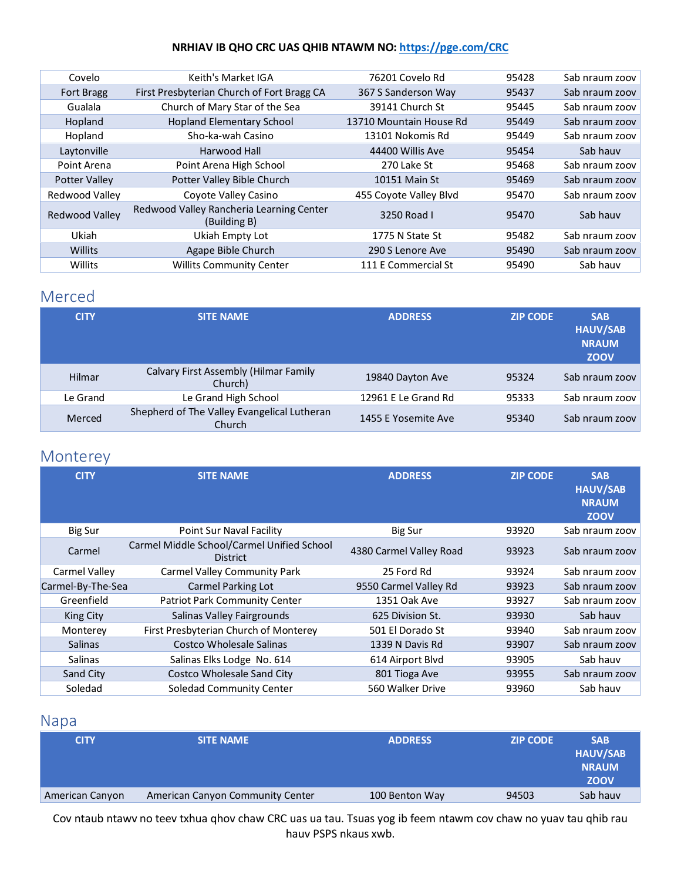**NRHIAV IB QHO CRC UAS QHIB NTAWM NO: https://pge.com/CRC**

| | | | | |
|---|---|---|---|---|
| Covelo | Keith's Market IGA | 76201 Covelo Rd | 95428 | Sab nraum zoov |
| Fort Bragg | First Presbyterian Church of Fort Bragg CA | 367 S Sanderson Way | 95437 | Sab nraum zoov |
| Gualala | Church of Mary Star of the Sea | 39141 Church St | 95445 | Sab nraum zoov |
| Hopland | Hopland Elementary School | 13710 Mountain House Rd | 95449 | Sab nraum zoov |
| Hopland | Sho-ka-wah Casino | 13101 Nokomis Rd | 95449 | Sab nraum zoov |
| Laytonville | Harwood Hall | 44400 Willis Ave | 95454 | Sab hauv |
| Point Arena | Point Arena High School | 270 Lake St | 95468 | Sab nraum zoov |
| Potter Valley | Potter Valley Bible Church | 10151 Main St | 95469 | Sab nraum zoov |
| Redwood Valley | Coyote Valley Casino | 455 Coyote Valley Blvd | 95470 | Sab nraum zoov |
| Redwood Valley | Redwood Valley Rancheria Learning Center (Building B) | 3250 Road I | 95470 | Sab hauv |
| Ukiah | Ukiah Empty Lot | 1775 N State St | 95482 | Sab nraum zoov |
| Willits | Agape Bible Church | 290 S Lenore Ave | 95490 | Sab nraum zoov |
| Willits | Willits Community Center | 111 E Commercial St | 95490 | Sab hauv |

## Merced

| CITY | SITE NAME | ADDRESS | ZIP CODE | SAB HAUV/SAB NRAUM ZOOV |
|---|---|---|---|---|
| Hilmar | Calvary First Assembly (Hilmar Family Church) | 19840 Dayton Ave | 95324 | Sab nraum zoov |
| Le Grand | Le Grand High School | 12961 E Le Grand Rd | 95333 | Sab nraum zoov |
| Merced | Shepherd of The Valley Evangelical Lutheran Church | 1455 E Yosemite Ave | 95340 | Sab nraum zoov |

## Monterey

| CITY | SITE NAME | ADDRESS | ZIP CODE | SAB HAUV/SAB NRAUM ZOOV |
|---|---|---|---|---|
| Big Sur | Point Sur Naval Facility | Big Sur | 93920 | Sab nraum zoov |
| Carmel | Carmel Middle School/Carmel Unified School District | 4380 Carmel Valley Road | 93923 | Sab nraum zoov |
| Carmel Valley | Carmel Valley Community Park | 25 Ford Rd | 93924 | Sab nraum zoov |
| Carmel-By-The-Sea | Carmel Parking Lot | 9550 Carmel Valley Rd | 93923 | Sab nraum zoov |
| Greenfield | Patriot Park Community Center | 1351 Oak Ave | 93927 | Sab nraum zoov |
| King City | Salinas Valley Fairgrounds | 625 Division St. | 93930 | Sab hauv |
| Monterey | First Presbyterian Church of Monterey | 501 El Dorado St | 93940 | Sab nraum zoov |
| Salinas | Costco Wholesale Salinas | 1339 N Davis Rd | 93907 | Sab nraum zoov |
| Salinas | Salinas Elks Lodge No. 614 | 614 Airport Blvd | 93905 | Sab hauv |
| Sand City | Costco Wholesale Sand City | 801 Tioga Ave | 93955 | Sab nraum zoov |
| Soledad | Soledad Community Center | 560 Walker Drive | 93960 | Sab hauv |

## Napa

| CITY | SITE NAME | ADDRESS | ZIP CODE | SAB HAUV/SAB NRAUM ZOOV |
|---|---|---|---|---|
| American Canyon | American Canyon Community Center | 100 Benton Way | 94503 | Sab hauv |

Cov ntaub ntawv no teev txhua qhov chaw CRC uas ua tau. Tsuas yog ib feem ntawm cov chaw no yuav tau qhib rau hauv PSPS nkaus xwb.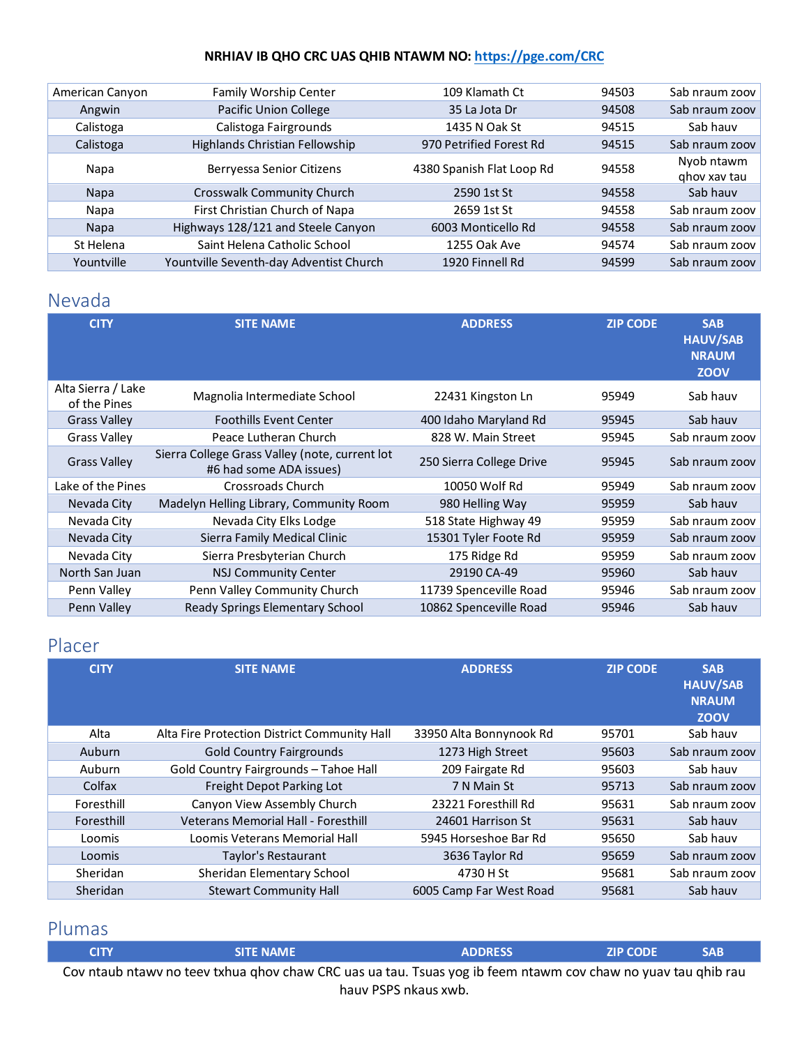**NRHIAV IB QHO CRC UAS QHIB NTAWM NO: https://pge.com/CRC**

| | | | | |
|---|---|---|---|---|
| American Canyon | Family Worship Center | 109 Klamath Ct | 94503 | Sab nraum zoov |
| Angwin | Pacific Union College | 35 La Jota Dr | 94508 | Sab nraum zoov |
| Calistoga | Calistoga Fairgrounds | 1435 N Oak St | 94515 | Sab hauv |
| Calistoga | Highlands Christian Fellowship | 970 Petrified Forest Rd | 94515 | Sab nraum zoov |
| Napa | Berryessa Senior Citizens | 4380 Spanish Flat Loop Rd | 94558 | Nyob ntawm qhov xav tau |
| Napa | Crosswalk Community Church | 2590 1st St | 94558 | Sab hauv |
| Napa | First Christian Church of Napa | 2659 1st St | 94558 | Sab nraum zoov |
| Napa | Highways 128/121 and Steele Canyon | 6003 Monticello Rd | 94558 | Sab nraum zoov |
| St Helena | Saint Helena Catholic School | 1255 Oak Ave | 94574 | Sab nraum zoov |
| Yountville | Yountville Seventh-day Adventist Church | 1920 Finnell Rd | 94599 | Sab nraum zoov |

## Nevada

| CITY | SITE NAME | ADDRESS | ZIP CODE | SAB HAUV/SAB NRAUM ZOOV |
|---|---|---|---|---|
| Alta Sierra / Lake of the Pines | Magnolia Intermediate School | 22431 Kingston Ln | 95949 | Sab hauv |
| Grass Valley | Foothills Event Center | 400 Idaho Maryland Rd | 95945 | Sab hauv |
| Grass Valley | Peace Lutheran Church | 828 W. Main Street | 95945 | Sab nraum zoov |
| Grass Valley | Sierra College Grass Valley (note, current lot #6 had some ADA issues) | 250 Sierra College Drive | 95945 | Sab nraum zoov |
| Lake of the Pines | Crossroads Church | 10050 Wolf Rd | 95949 | Sab nraum zoov |
| Nevada City | Madelyn Helling Library, Community Room | 980 Helling Way | 95959 | Sab hauv |
| Nevada City | Nevada City Elks Lodge | 518 State Highway 49 | 95959 | Sab nraum zoov |
| Nevada City | Sierra Family Medical Clinic | 15301 Tyler Foote Rd | 95959 | Sab nraum zoov |
| Nevada City | Sierra Presbyterian Church | 175 Ridge Rd | 95959 | Sab nraum zoov |
| North San Juan | NSJ Community Center | 29190 CA-49 | 95960 | Sab hauv |
| Penn Valley | Penn Valley Community Church | 11739 Spenceville Road | 95946 | Sab nraum zoov |
| Penn Valley | Ready Springs Elementary School | 10862 Spenceville Road | 95946 | Sab hauv |

## Placer

| CITY | SITE NAME | ADDRESS | ZIP CODE | SAB HAUV/SAB NRAUM ZOOV |
|---|---|---|---|---|
| Alta | Alta Fire Protection District Community Hall | 33950 Alta Bonnynook Rd | 95701 | Sab hauv |
| Auburn | Gold Country Fairgrounds | 1273 High Street | 95603 | Sab nraum zoov |
| Auburn | Gold Country Fairgrounds – Tahoe Hall | 209 Fairgate Rd | 95603 | Sab hauv |
| Colfax | Freight Depot Parking Lot | 7 N Main St | 95713 | Sab nraum zoov |
| Foresthill | Canyon View Assembly Church | 23221 Foresthill Rd | 95631 | Sab nraum zoov |
| Foresthill | Veterans Memorial Hall - Foresthill | 24601 Harrison St | 95631 | Sab hauv |
| Loomis | Loomis Veterans Memorial Hall | 5945 Horseshoe Bar Rd | 95650 | Sab hauv |
| Loomis | Taylor's Restaurant | 3636 Taylor Rd | 95659 | Sab nraum zoov |
| Sheridan | Sheridan Elementary School | 4730 H St | 95681 | Sab nraum zoov |
| Sheridan | Stewart Community Hall | 6005 Camp Far West Road | 95681 | Sab hauv |

## Plumas

| CITY | SITE NAME | ADDRESS | ZIP CODE | SAB |
|---|---|---|---|---|

Cov ntaub ntawv no teev txhua qhov chaw CRC uas ua tau. Tsuas yog ib feem ntawm cov chaw no yuav tau qhib rau hauv PSPS nkaus xwb.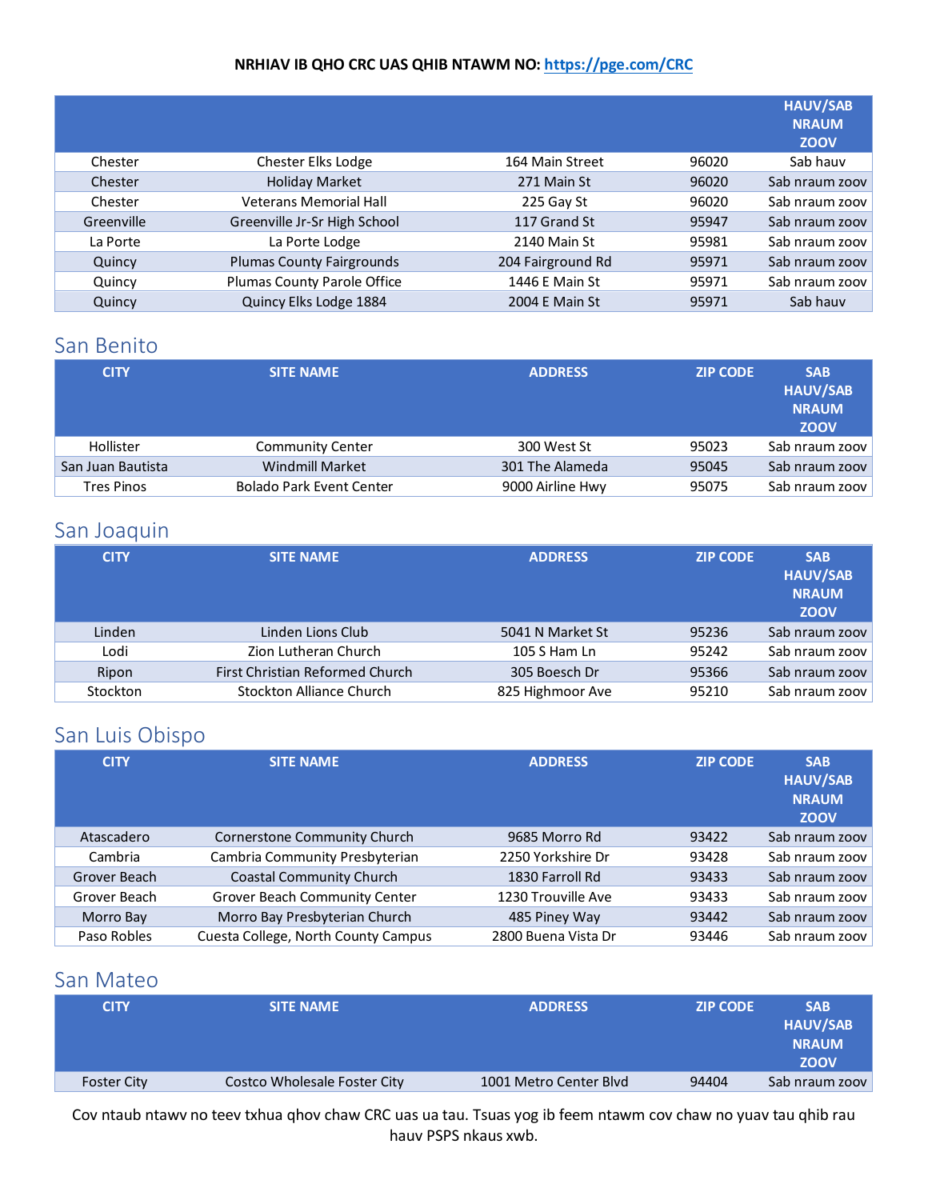**NRHIAV IB QHO CRC UAS QHIB NTAWM NO: https://pge.com/CRC**

| | | | | HAUV/SAB NRAUM ZOOV |
|---|---|---|---|---|
| Chester | Chester Elks Lodge | 164 Main Street | 96020 | Sab hauv |
| Chester | Holiday Market | 271 Main St | 96020 | Sab nraum zoov |
| Chester | Veterans Memorial Hall | 225 Gay St | 96020 | Sab nraum zoov |
| Greenville | Greenville Jr-Sr High School | 117 Grand St | 95947 | Sab nraum zoov |
| La Porte | La Porte Lodge | 2140 Main St | 95981 | Sab nraum zoov |
| Quincy | Plumas County Fairgrounds | 204 Fairground Rd | 95971 | Sab nraum zoov |
| Quincy | Plumas County Parole Office | 1446 E Main St | 95971 | Sab nraum zoov |
| Quincy | Quincy Elks Lodge 1884 | 2004 E Main St | 95971 | Sab hauv |

## San Benito

| CITY | SITE NAME | ADDRESS | ZIP CODE | SAB HAUV/SAB NRAUM ZOOV |
|---|---|---|---|---|
| Hollister | Community Center | 300 West St | 95023 | Sab nraum zoov |
| San Juan Bautista | Windmill Market | 301 The Alameda | 95045 | Sab nraum zoov |
| Tres Pinos | Bolado Park Event Center | 9000 Airline Hwy | 95075 | Sab nraum zoov |

## San Joaquin

| CITY | SITE NAME | ADDRESS | ZIP CODE | SAB HAUV/SAB NRAUM ZOOV |
|---|---|---|---|---|
| Linden | Linden Lions Club | 5041 N Market St | 95236 | Sab nraum zoov |
| Lodi | Zion Lutheran Church | 105 S Ham Ln | 95242 | Sab nraum zoov |
| Ripon | First Christian Reformed Church | 305 Boesch Dr | 95366 | Sab nraum zoov |
| Stockton | Stockton Alliance Church | 825 Highmoor Ave | 95210 | Sab nraum zoov |

## San Luis Obispo

| CITY | SITE NAME | ADDRESS | ZIP CODE | SAB HAUV/SAB NRAUM ZOOV |
|---|---|---|---|---|
| Atascadero | Cornerstone Community Church | 9685 Morro Rd | 93422 | Sab nraum zoov |
| Cambria | Cambria Community Presbyterian | 2250 Yorkshire Dr | 93428 | Sab nraum zoov |
| Grover Beach | Coastal Community Church | 1830 Farroll Rd | 93433 | Sab nraum zoov |
| Grover Beach | Grover Beach Community Center | 1230 Trouville Ave | 93433 | Sab nraum zoov |
| Morro Bay | Morro Bay Presbyterian Church | 485 Piney Way | 93442 | Sab nraum zoov |
| Paso Robles | Cuesta College, North County Campus | 2800 Buena Vista Dr | 93446 | Sab nraum zoov |

## San Mateo

| CITY | SITE NAME | ADDRESS | ZIP CODE | SAB HAUV/SAB NRAUM ZOOV |
|---|---|---|---|---|
| Foster City | Costco Wholesale Foster City | 1001 Metro Center Blvd | 94404 | Sab nraum zoov |

Cov ntaub ntawv no teev txhua qhov chaw CRC uas ua tau. Tsuas yog ib feem ntawm cov chaw no yuav tau qhib rau hauv PSPS nkaus xwb.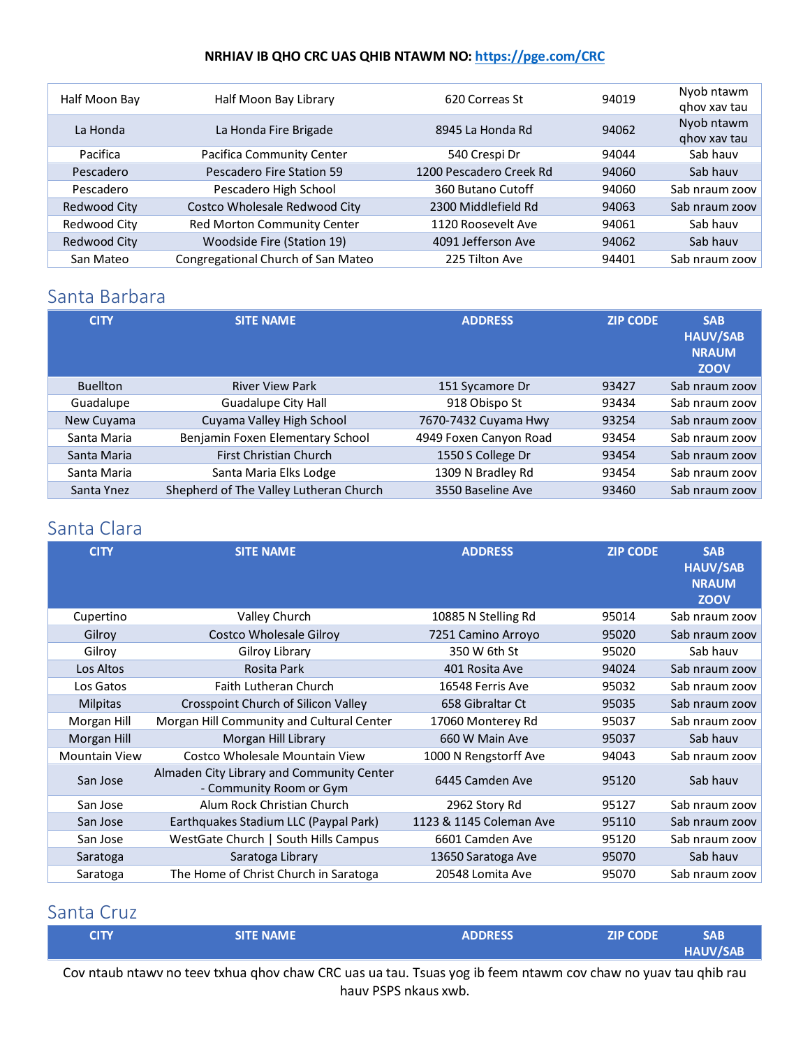**NRHIAV IB QHO CRC UAS QHIB NTAWM NO: https://pge.com/CRC**

| | | | | |
|---|---|---|---|---|
| Half Moon Bay | Half Moon Bay Library | 620 Correas St | 94019 | Nyob ntawm qhov xav tau |
| La Honda | La Honda Fire Brigade | 8945 La Honda Rd | 94062 | Nyob ntawm qhov xav tau |
| Pacifica | Pacifica Community Center | 540 Crespi Dr | 94044 | Sab hauv |
| Pescadero | Pescadero Fire Station 59 | 1200 Pescadero Creek Rd | 94060 | Sab hauv |
| Pescadero | Pescadero High School | 360 Butano Cutoff | 94060 | Sab nraum zoov |
| Redwood City | Costco Wholesale Redwood City | 2300 Middlefield Rd | 94063 | Sab nraum zoov |
| Redwood City | Red Morton Community Center | 1120 Roosevelt Ave | 94061 | Sab hauv |
| Redwood City | Woodside Fire (Station 19) | 4091 Jefferson Ave | 94062 | Sab hauv |
| San Mateo | Congregational Church of San Mateo | 225 Tilton Ave | 94401 | Sab nraum zoov |

## Santa Barbara

| CITY | SITE NAME | ADDRESS | ZIP CODE | SAB HAUV/SAB NRAUM ZOOV |
|---|---|---|---|---|
| Buellton | River View Park | 151 Sycamore Dr | 93427 | Sab nraum zoov |
| Guadalupe | Guadalupe City Hall | 918 Obispo St | 93434 | Sab nraum zoov |
| New Cuyama | Cuyama Valley High School | 7670-7432 Cuyama Hwy | 93254 | Sab nraum zoov |
| Santa Maria | Benjamin Foxen Elementary School | 4949 Foxen Canyon Road | 93454 | Sab nraum zoov |
| Santa Maria | First Christian Church | 1550 S College Dr | 93454 | Sab nraum zoov |
| Santa Maria | Santa Maria Elks Lodge | 1309 N Bradley Rd | 93454 | Sab nraum zoov |
| Santa Ynez | Shepherd of The Valley Lutheran Church | 3550 Baseline Ave | 93460 | Sab nraum zoov |

## Santa Clara

| CITY | SITE NAME | ADDRESS | ZIP CODE | SAB HAUV/SAB NRAUM ZOOV |
|---|---|---|---|---|
| Cupertino | Valley Church | 10885 N Stelling Rd | 95014 | Sab nraum zoov |
| Gilroy | Costco Wholesale Gilroy | 7251 Camino Arroyo | 95020 | Sab nraum zoov |
| Gilroy | Gilroy Library | 350 W 6th St | 95020 | Sab hauv |
| Los Altos | Rosita Park | 401 Rosita Ave | 94024 | Sab nraum zoov |
| Los Gatos | Faith Lutheran Church | 16548 Ferris Ave | 95032 | Sab nraum zoov |
| Milpitas | Crosspoint Church of Silicon Valley | 658 Gibraltar Ct | 95035 | Sab nraum zoov |
| Morgan Hill | Morgan Hill Community and Cultural Center | 17060 Monterey Rd | 95037 | Sab nraum zoov |
| Morgan Hill | Morgan Hill Library | 660 W Main Ave | 95037 | Sab hauv |
| Mountain View | Costco Wholesale Mountain View | 1000 N Rengstorff Ave | 94043 | Sab nraum zoov |
| San Jose | Almaden City Library and Community Center - Community Room or Gym | 6445 Camden Ave | 95120 | Sab hauv |
| San Jose | Alum Rock Christian Church | 2962 Story Rd | 95127 | Sab nraum zoov |
| San Jose | Earthquakes Stadium LLC (Paypal Park) | 1123 & 1145 Coleman Ave | 95110 | Sab nraum zoov |
| San Jose | WestGate Church \| South Hills Campus | 6601 Camden Ave | 95120 | Sab nraum zoov |
| Saratoga | Saratoga Library | 13650 Saratoga Ave | 95070 | Sab hauv |
| Saratoga | The Home of Christ Church in Saratoga | 20548 Lomita Ave | 95070 | Sab nraum zoov |

## Santa Cruz

| CITY | SITE NAME | ADDRESS | ZIP CODE | SAB HAUV/SAB |
|---|---|---|---|---|

Cov ntaub ntawv no teev txhua qhov chaw CRC uas ua tau. Tsuas yog ib feem ntawm cov chaw no yuav tau qhib rau hauv PSPS nkaus xwb.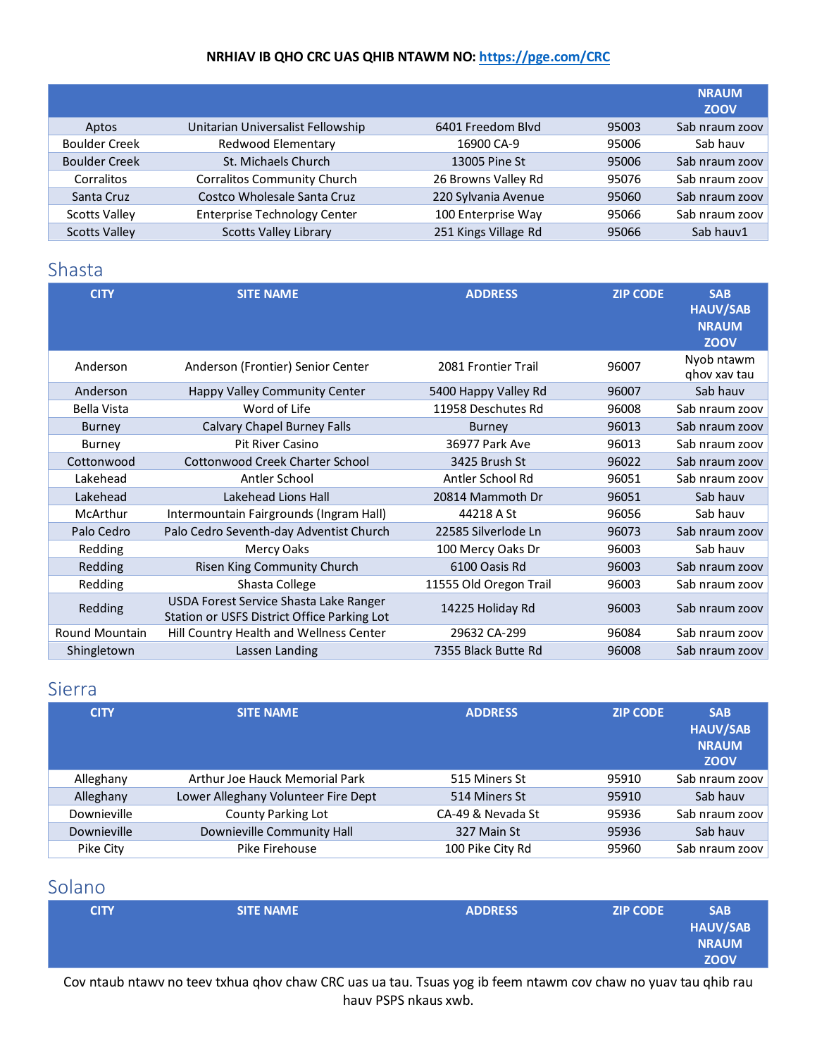**NRHIAV IB QHO CRC UAS QHIB NTAWM NO: https://pge.com/CRC**

| | | | | NRAUM ZOOV |
|---|---|---|---|---|
| Aptos | Unitarian Universalist Fellowship | 6401 Freedom Blvd | 95003 | Sab nraum zoov |
| Boulder Creek | Redwood Elementary | 16900 CA-9 | 95006 | Sab hauv |
| Boulder Creek | St. Michaels Church | 13005 Pine St | 95006 | Sab nraum zoov |
| Corralitos | Corralitos Community Church | 26 Browns Valley Rd | 95076 | Sab nraum zoov |
| Santa Cruz | Costco Wholesale Santa Cruz | 220 Sylvania Avenue | 95060 | Sab nraum zoov |
| Scotts Valley | Enterprise Technology Center | 100 Enterprise Way | 95066 | Sab nraum zoov |
| Scotts Valley | Scotts Valley Library | 251 Kings Village Rd | 95066 | Sab hauv1 |

## Shasta

| CITY | SITE NAME | ADDRESS | ZIP CODE | SAB HAUV/SAB NRAUM ZOOV |
|---|---|---|---|---|
| Anderson | Anderson (Frontier) Senior Center | 2081 Frontier Trail | 96007 | Nyob ntawm qhov xav tau |
| Anderson | Happy Valley Community Center | 5400 Happy Valley Rd | 96007 | Sab hauv |
| Bella Vista | Word of Life | 11958 Deschutes Rd | 96008 | Sab nraum zoov |
| Burney | Calvary Chapel Burney Falls | Burney | 96013 | Sab nraum zoov |
| Burney | Pit River Casino | 36977 Park Ave | 96013 | Sab nraum zoov |
| Cottonwood | Cottonwood Creek Charter School | 3425 Brush St | 96022 | Sab nraum zoov |
| Lakehead | Antler School | Antler School Rd | 96051 | Sab nraum zoov |
| Lakehead | Lakehead Lions Hall | 20814 Mammoth Dr | 96051 | Sab hauv |
| McArthur | Intermountain Fairgrounds (Ingram Hall) | 44218 A St | 96056 | Sab hauv |
| Palo Cedro | Palo Cedro Seventh-day Adventist Church | 22585 Silverlode Ln | 96073 | Sab nraum zoov |
| Redding | Mercy Oaks | 100 Mercy Oaks Dr | 96003 | Sab hauv |
| Redding | Risen King Community Church | 6100 Oasis Rd | 96003 | Sab nraum zoov |
| Redding | Shasta College | 11555 Old Oregon Trail | 96003 | Sab nraum zoov |
| Redding | USDA Forest Service Shasta Lake Ranger Station or USFS District Office Parking Lot | 14225 Holiday Rd | 96003 | Sab nraum zoov |
| Round Mountain | Hill Country Health and Wellness Center | 29632 CA-299 | 96084 | Sab nraum zoov |
| Shingletown | Lassen Landing | 7355 Black Butte Rd | 96008 | Sab nraum zoov |

## Sierra

| CITY | SITE NAME | ADDRESS | ZIP CODE | SAB HAUV/SAB NRAUM ZOOV |
|---|---|---|---|---|
| Alleghany | Arthur Joe Hauck Memorial Park | 515 Miners St | 95910 | Sab nraum zoov |
| Alleghany | Lower Alleghany Volunteer Fire Dept | 514 Miners St | 95910 | Sab hauv |
| Downieville | County Parking Lot | CA-49 & Nevada St | 95936 | Sab nraum zoov |
| Downieville | Downieville Community Hall | 327 Main St | 95936 | Sab hauv |
| Pike City | Pike Firehouse | 100 Pike City Rd | 95960 | Sab nraum zoov |

## Solano

| CITY | SITE NAME | ADDRESS | ZIP CODE | SAB HAUV/SAB NRAUM ZOOV |
|---|---|---|---|---|

Cov ntaub ntawv no teev txhua qhov chaw CRC uas ua tau. Tsuas yog ib feem ntawm cov chaw no yuav tau qhib rau hauv PSPS nkaus xwb.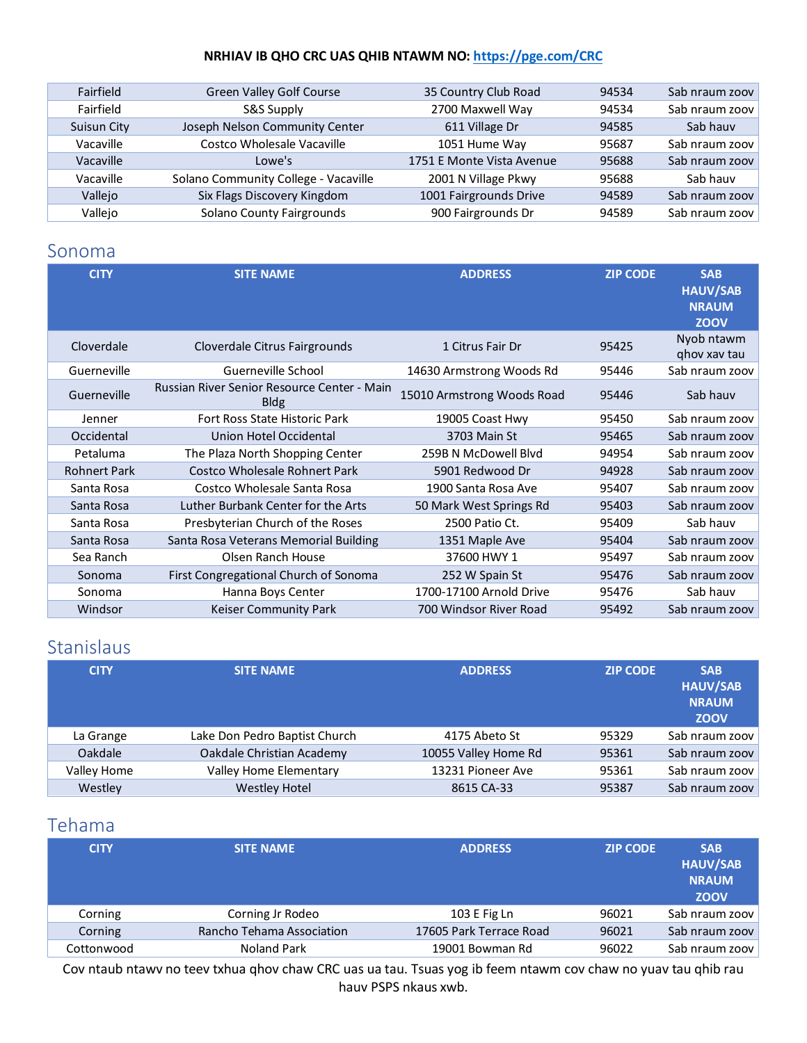**NRHIAV IB QHO CRC UAS QHIB NTAWM NO: https://pge.com/CRC**

| | | | | |
|---|---|---|---|---|
| Fairfield | Green Valley Golf Course | 35 Country Club Road | 94534 | Sab nraum zoov |
| Fairfield | S&S Supply | 2700 Maxwell Way | 94534 | Sab nraum zoov |
| Suisun City | Joseph Nelson Community Center | 611 Village Dr | 94585 | Sab hauv |
| Vacaville | Costco Wholesale Vacaville | 1051 Hume Way | 95687 | Sab nraum zoov |
| Vacaville | Lowe's | 1751 E Monte Vista Avenue | 95688 | Sab nraum zoov |
| Vacaville | Solano Community College - Vacaville | 2001 N Village Pkwy | 95688 | Sab hauv |
| Vallejo | Six Flags Discovery Kingdom | 1001 Fairgrounds Drive | 94589 | Sab nraum zoov |
| Vallejo | Solano County Fairgrounds | 900 Fairgrounds Dr | 94589 | Sab nraum zoov |

## Sonoma

| CITY | SITE NAME | ADDRESS | ZIP CODE | SAB HAUV/SAB NRAUM ZOOV |
|---|---|---|---|---|
| Cloverdale | Cloverdale Citrus Fairgrounds | 1 Citrus Fair Dr | 95425 | Nyob ntawm qhov xav tau |
| Guerneville | Guerneville School | 14630 Armstrong Woods Rd | 95446 | Sab nraum zoov |
| Guerneville | Russian River Senior Resource Center - Main Bldg | 15010 Armstrong Woods Road | 95446 | Sab hauv |
| Jenner | Fort Ross State Historic Park | 19005 Coast Hwy | 95450 | Sab nraum zoov |
| Occidental | Union Hotel Occidental | 3703 Main St | 95465 | Sab nraum zoov |
| Petaluma | The Plaza North Shopping Center | 259B N McDowell Blvd | 94954 | Sab nraum zoov |
| Rohnert Park | Costco Wholesale Rohnert Park | 5901 Redwood Dr | 94928 | Sab nraum zoov |
| Santa Rosa | Costco Wholesale Santa Rosa | 1900 Santa Rosa Ave | 95407 | Sab nraum zoov |
| Santa Rosa | Luther Burbank Center for the Arts | 50 Mark West Springs Rd | 95403 | Sab nraum zoov |
| Santa Rosa | Presbyterian Church of the Roses | 2500 Patio Ct. | 95409 | Sab hauv |
| Santa Rosa | Santa Rosa Veterans Memorial Building | 1351 Maple Ave | 95404 | Sab nraum zoov |
| Sea Ranch | Olsen Ranch House | 37600 HWY 1 | 95497 | Sab nraum zoov |
| Sonoma | First Congregational Church of Sonoma | 252 W Spain St | 95476 | Sab nraum zoov |
| Sonoma | Hanna Boys Center | 1700-17100 Arnold Drive | 95476 | Sab hauv |
| Windsor | Keiser Community Park | 700 Windsor River Road | 95492 | Sab nraum zoov |

## Stanislaus

| CITY | SITE NAME | ADDRESS | ZIP CODE | SAB HAUV/SAB NRAUM ZOOV |
|---|---|---|---|---|
| La Grange | Lake Don Pedro Baptist Church | 4175 Abeto St | 95329 | Sab nraum zoov |
| Oakdale | Oakdale Christian Academy | 10055 Valley Home Rd | 95361 | Sab nraum zoov |
| Valley Home | Valley Home Elementary | 13231 Pioneer Ave | 95361 | Sab nraum zoov |
| Westley | Westley Hotel | 8615 CA-33 | 95387 | Sab nraum zoov |

## Tehama

| CITY | SITE NAME | ADDRESS | ZIP CODE | SAB HAUV/SAB NRAUM ZOOV |
|---|---|---|---|---|
| Corning | Corning Jr Rodeo | 103 E Fig Ln | 96021 | Sab nraum zoov |
| Corning | Rancho Tehama Association | 17605 Park Terrace Road | 96021 | Sab nraum zoov |
| Cottonwood | Noland Park | 19001 Bowman Rd | 96022 | Sab nraum zoov |

Cov ntaub ntawv no teev txhua qhov chaw CRC uas ua tau. Tsuas yog ib feem ntawm cov chaw no yuav tau qhib rau hauv PSPS nkaus xwb.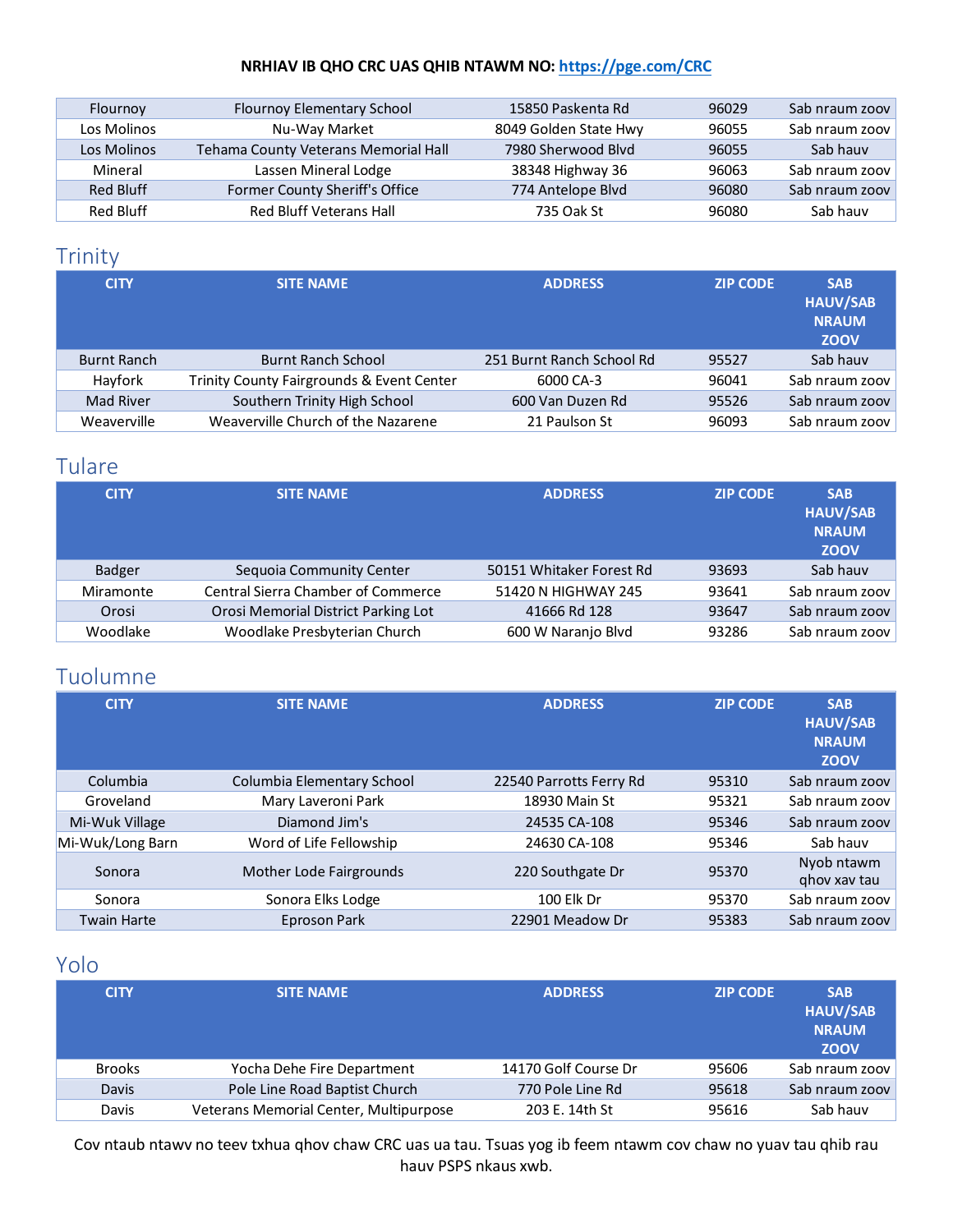**NRHIAV IB QHO CRC UAS QHIB NTAWM NO: https://pge.com/CRC**

| | | | | |
|---|---|---|---|---|
| Flournoy | Flournoy Elementary School | 15850 Paskenta Rd | 96029 | Sab nraum zoov |
| Los Molinos | Nu-Way Market | 8049 Golden State Hwy | 96055 | Sab nraum zoov |
| Los Molinos | Tehama County Veterans Memorial Hall | 7980 Sherwood Blvd | 96055 | Sab hauv |
| Mineral | Lassen Mineral Lodge | 38348 Highway 36 | 96063 | Sab nraum zoov |
| Red Bluff | Former County Sheriff's Office | 774 Antelope Blvd | 96080 | Sab nraum zoov |
| Red Bluff | Red Bluff Veterans Hall | 735 Oak St | 96080 | Sab hauv |

## Trinity

| CITY | SITE NAME | ADDRESS | ZIP CODE | SAB HAUV/SAB NRAUM ZOOV |
|---|---|---|---|---|
| Burnt Ranch | Burnt Ranch School | 251 Burnt Ranch School Rd | 95527 | Sab hauv |
| Hayfork | Trinity County Fairgrounds & Event Center | 6000 CA-3 | 96041 | Sab nraum zoov |
| Mad River | Southern Trinity High School | 600 Van Duzen Rd | 95526 | Sab nraum zoov |
| Weaverville | Weaverville Church of the Nazarene | 21 Paulson St | 96093 | Sab nraum zoov |

## Tulare

| CITY | SITE NAME | ADDRESS | ZIP CODE | SAB HAUV/SAB NRAUM ZOOV |
|---|---|---|---|---|
| Badger | Sequoia Community Center | 50151 Whitaker Forest Rd | 93693 | Sab hauv |
| Miramonte | Central Sierra Chamber of Commerce | 51420 N HIGHWAY 245 | 93641 | Sab nraum zoov |
| Orosi | Orosi Memorial District Parking Lot | 41666 Rd 128 | 93647 | Sab nraum zoov |
| Woodlake | Woodlake Presbyterian Church | 600 W Naranjo Blvd | 93286 | Sab nraum zoov |

## Tuolumne

| CITY | SITE NAME | ADDRESS | ZIP CODE | SAB HAUV/SAB NRAUM ZOOV |
|---|---|---|---|---|
| Columbia | Columbia Elementary School | 22540 Parrotts Ferry Rd | 95310 | Sab nraum zoov |
| Groveland | Mary Laveroni Park | 18930 Main St | 95321 | Sab nraum zoov |
| Mi-Wuk Village | Diamond Jim's | 24535 CA-108 | 95346 | Sab nraum zoov |
| Mi-Wuk/Long Barn | Word of Life Fellowship | 24630 CA-108 | 95346 | Sab hauv |
| Sonora | Mother Lode Fairgrounds | 220 Southgate Dr | 95370 | Nyob ntawm qhov xav tau |
| Sonora | Sonora Elks Lodge | 100 Elk Dr | 95370 | Sab nraum zoov |
| Twain Harte | Eproson Park | 22901 Meadow Dr | 95383 | Sab nraum zoov |

## Yolo

| CITY | SITE NAME | ADDRESS | ZIP CODE | SAB HAUV/SAB NRAUM ZOOV |
|---|---|---|---|---|
| Brooks | Yocha Dehe Fire Department | 14170 Golf Course Dr | 95606 | Sab nraum zoov |
| Davis | Pole Line Road Baptist Church | 770 Pole Line Rd | 95618 | Sab nraum zoov |
| Davis | Veterans Memorial Center, Multipurpose | 203 E. 14th St | 95616 | Sab hauv |

Cov ntaub ntawv no teev txhua qhov chaw CRC uas ua tau. Tsuas yog ib feem ntawm cov chaw no yuav tau qhib rau hauv PSPS nkaus xwb.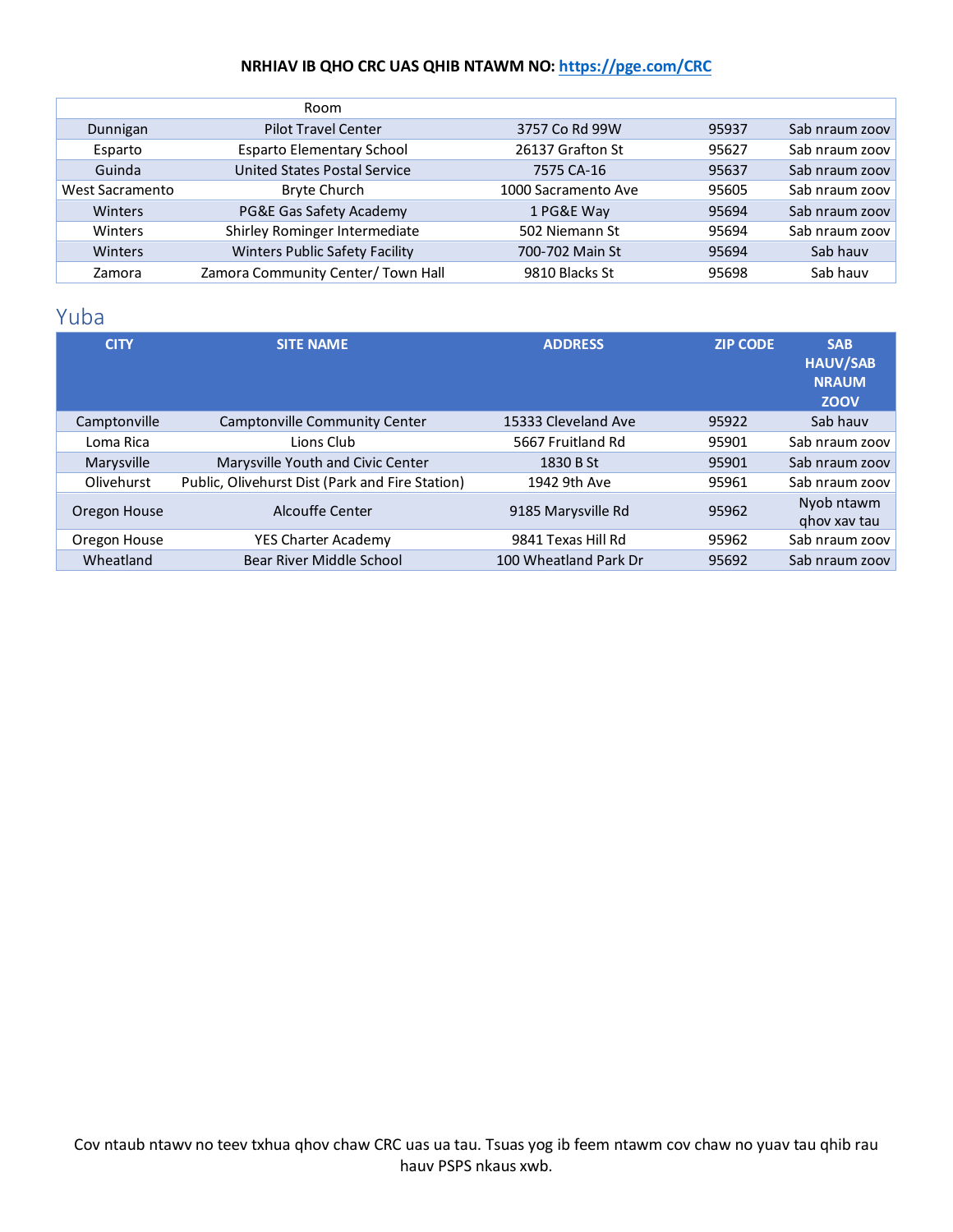**NRHIAV IB QHO CRC UAS QHIB NTAWM NO: https://pge.com/CRC**

| | | | | |
|---|---|---|---|---|
| | Room | | | |
| Dunnigan | Pilot Travel Center | 3757 Co Rd 99W | 95937 | Sab nraum zoov |
| Esparto | Esparto Elementary School | 26137 Grafton St | 95627 | Sab nraum zoov |
| Guinda | United States Postal Service | 7575 CA-16 | 95637 | Sab nraum zoov |
| West Sacramento | Bryte Church | 1000 Sacramento Ave | 95605 | Sab nraum zoov |
| Winters | PG&E Gas Safety Academy | 1 PG&E Way | 95694 | Sab nraum zoov |
| Winters | Shirley Rominger Intermediate | 502 Niemann St | 95694 | Sab nraum zoov |
| Winters | Winters Public Safety Facility | 700-702 Main St | 95694 | Sab hauv |
| Zamora | Zamora Community Center/ Town Hall | 9810 Blacks St | 95698 | Sab hauv |

## Yuba

| CITY | SITE NAME | ADDRESS | ZIP CODE | SAB HAUV/SAB NRAUM ZOOV |
|---|---|---|---|---|
| Camptonville | Camptonville Community Center | 15333 Cleveland Ave | 95922 | Sab hauv |
| Loma Rica | Lions Club | 5667 Fruitland Rd | 95901 | Sab nraum zoov |
| Marysville | Marysville Youth and Civic Center | 1830 B St | 95901 | Sab nraum zoov |
| Olivehurst | Public, Olivehurst Dist (Park and Fire Station) | 1942 9th Ave | 95961 | Sab nraum zoov |
| Oregon House | Alcouffe Center | 9185 Marysville Rd | 95962 | Nyob ntawm qhov xav tau |
| Oregon House | YES Charter Academy | 9841 Texas Hill Rd | 95962 | Sab nraum zoov |
| Wheatland | Bear River Middle School | 100 Wheatland Park Dr | 95692 | Sab nraum zoov |

Cov ntaub ntawv no teev txhua qhov chaw CRC uas ua tau. Tsuas yog ib feem ntawm cov chaw no yuav tau qhib rau hauv PSPS nkaus xwb.